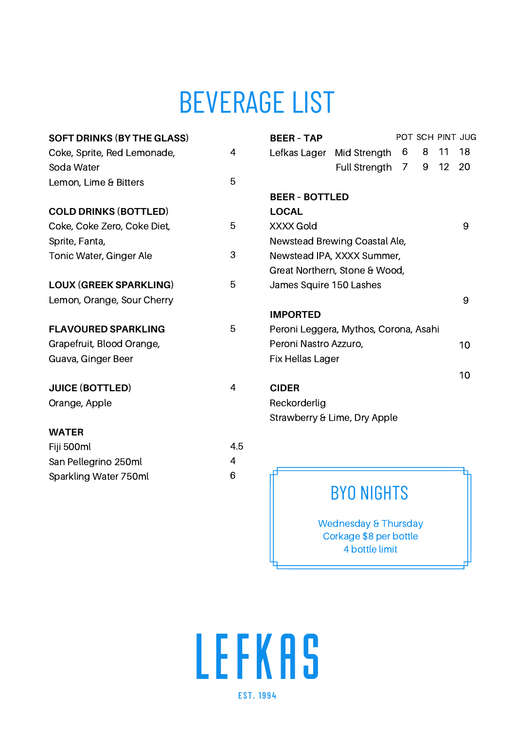# BEVERAGE LIST

**SOFT DRINKS (BY THE GLASS)**
Coke, Sprite, Red Lemonade, Soda Water — 4
Lemon, Lime & Bitters — 5

**COLD DRINKS (BOTTLED)**
Coke, Coke Zero, Coke Diet, Sprite, Fanta, — 5
Tonic Water, Ginger Ale — 3

**LOUX (GREEK SPARKLING)** — 5
Lemon, Orange, Sour Cherry

**FLAVOURED SPARKLING** — 5
Grapefruit, Blood Orange, Guava, Ginger Beer

**JUICE (BOTTLED)** — 4
Orange, Apple

**WATER**
Fiji 500ml — 4.5
San Pellegrino 250ml — 4
Sparkling Water 750ml — 6

**BEER - TAP**

| | | POT | SCH | PINT | JUG |
|---|---|---|---|---|---|
| Lefkas Lager | Mid Strength | 6 | 8 | 11 | 18 |
| | Full Strength | 7 | 9 | 12 | 20 |

**BEER - BOTTLED**

**LOCAL**
XXXX Gold — 9
Newstead Brewing Coastal Ale, Newstead IPA, XXXX Summer, Great Northern, Stone & Wood, James Squire 150 Lashes — 9

**IMPORTED**
Peroni Leggera, Mythos, Corona, Asahi
Peroni Nastro Azzuro, Fix Hellas Lager — 10

**CIDER** — 10
Reckorderlig
Strawberry & Lime, Dry Apple

## BYO NIGHTS

Wednesday & Thursday
Corkage $8 per bottle
4 bottle limit

# LEFKAS

EST. 1994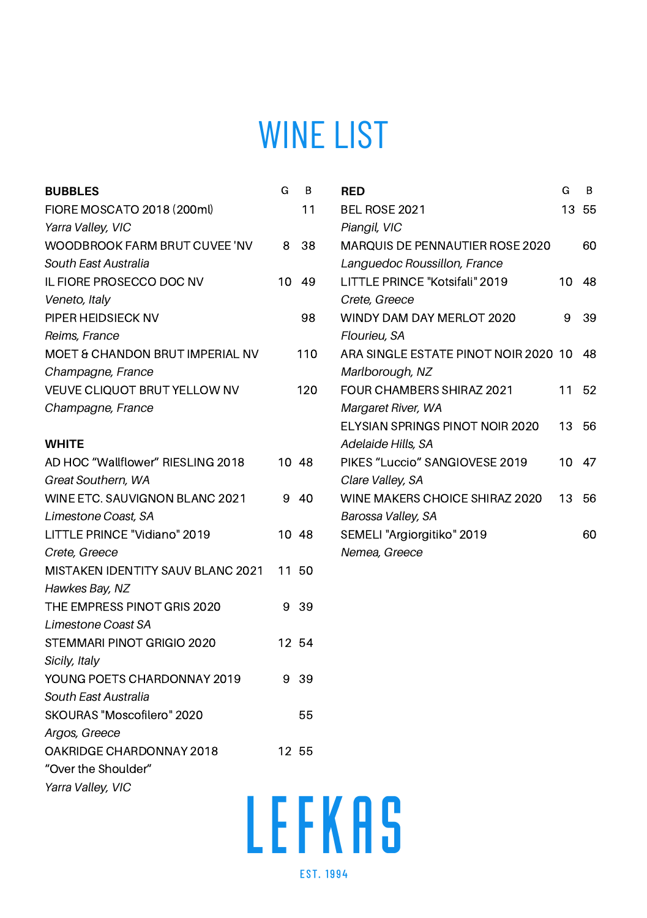# WINE LIST

| BUBBLES | G | B |
|---|---|---|
| FIORE MOSCATO 2018 (200ml)<br>*Yarra Valley, VIC* | | 11 |
| WOODBROOK FARM BRUT CUVEE 'NV<br>*South East Australia* | 8 | 38 |
| IL FIORE PROSECCO DOC NV<br>*Veneto, Italy* | 10 | 49 |
| PIPER HEIDSIECK NV<br>*Reims, France* | | 98 |
| MOET & CHANDON BRUT IMPERIAL NV<br>*Champagne, France* | | 110 |
| VEUVE CLIQUOT BRUT YELLOW NV<br>*Champagne, France* | | 120 |

| WHITE | G | B |
|---|---|---|
| AD HOC "Wallflower" RIESLING 2018<br>*Great Southern, WA* | 10 | 48 |
| WINE ETC. SAUVIGNON BLANC 2021<br>*Limestone Coast, SA* | 9 | 40 |
| LITTLE PRINCE "Vidiano" 2019<br>*Crete, Greece* | 10 | 48 |
| MISTAKEN IDENTITY SAUV BLANC 2021<br>*Hawkes Bay, NZ* | 11 | 50 |
| THE EMPRESS PINOT GRIS 2020<br>*Limestone Coast SA* | 9 | 39 |
| STEMMARI PINOT GRIGIO 2020<br>*Sicily, Italy* | 12 | 54 |
| YOUNG POETS CHARDONNAY 2019<br>*South East Australia* | 9 | 39 |
| SKOURAS "Moscofilero" 2020<br>*Argos, Greece* | | 55 |
| OAKRIDGE CHARDONNAY 2018<br>"Over the Shoulder"<br>*Yarra Valley, VIC* | 12 | 55 |

| RED | G | B |
|---|---|---|
| BEL ROSE 2021<br>*Piangil, VIC* | 13 | 55 |
| MARQUIS DE PENNAUTIER ROSE 2020<br>*Languedoc Roussillon, France* | | 60 |
| LITTLE PRINCE "Kotsifali" 2019<br>*Crete, Greece* | 10 | 48 |
| WINDY DAM DAY MERLOT 2020<br>*Flourieu, SA* | 9 | 39 |
| ARA SINGLE ESTATE PINOT NOIR 2020<br>*Marlborough, NZ* | 10 | 48 |
| FOUR CHAMBERS SHIRAZ 2021<br>*Margaret River, WA* | 11 | 52 |
| ELYSIAN SPRINGS PINOT NOIR 2020<br>*Adelaide Hills, SA* | 13 | 56 |
| PIKES "Luccio" SANGIOVESE 2019<br>*Clare Valley, SA* | 10 | 47 |
| WINE MAKERS CHOICE SHIRAZ 2020<br>*Barossa Valley, SA* | 13 | 56 |
| SEMELI "Argiorgitiko" 2019<br>*Nemea, Greece* | | 60 |

LEFKAS

EST. 1994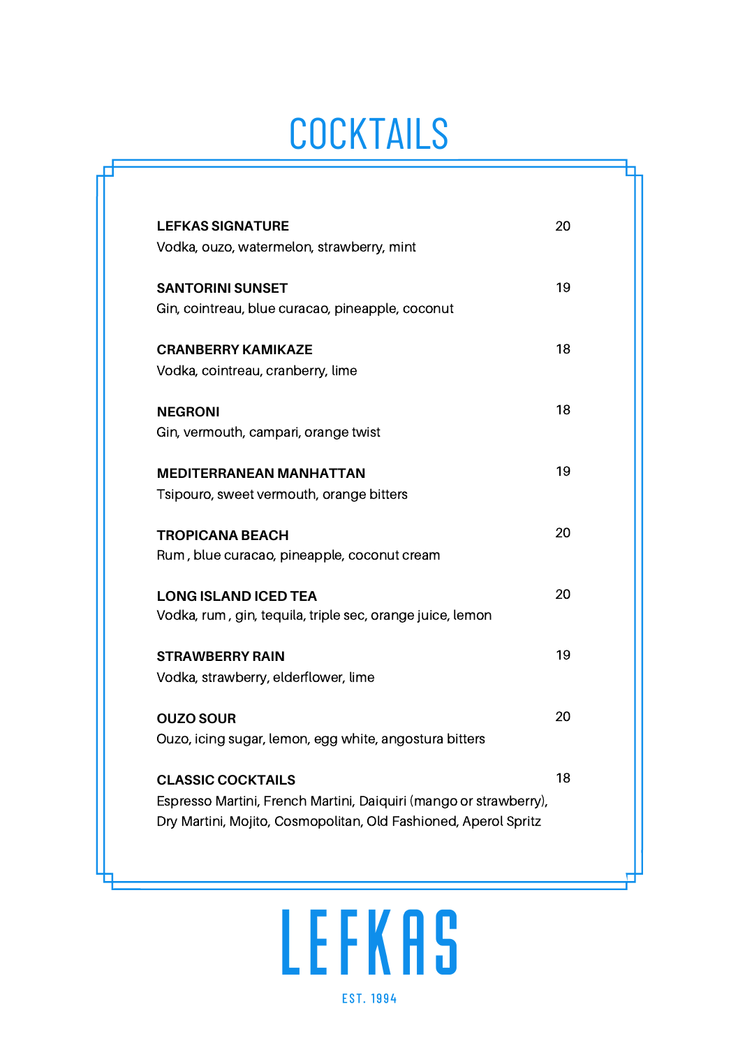# COCKTAILS

**LEFKAS SIGNATURE** 20
Vodka, ouzo, watermelon, strawberry, mint

**SANTORINI SUNSET** 19
Gin, cointreau, blue curacao, pineapple, coconut

**CRANBERRY KAMIKAZE** 18
Vodka, cointreau, cranberry, lime

**NEGRONI** 18
Gin, vermouth, campari, orange twist

**MEDITERRANEAN MANHATTAN** 19
Tsipouro, sweet vermouth, orange bitters

**TROPICANA BEACH** 20
Rum , blue curacao, pineapple, coconut cream

**LONG ISLAND ICED TEA** 20
Vodka, rum , gin, tequila, triple sec, orange juice, lemon

**STRAWBERRY RAIN** 19
Vodka, strawberry, elderflower, lime

**OUZO SOUR** 20
Ouzo, icing sugar, lemon, egg white, angostura bitters

**CLASSIC COCKTAILS** 18
Espresso Martini, French Martini, Daiquiri (mango or strawberry), Dry Martini, Mojito, Cosmopolitan, Old Fashioned, Aperol Spritz

LEFKAS

EST. 1994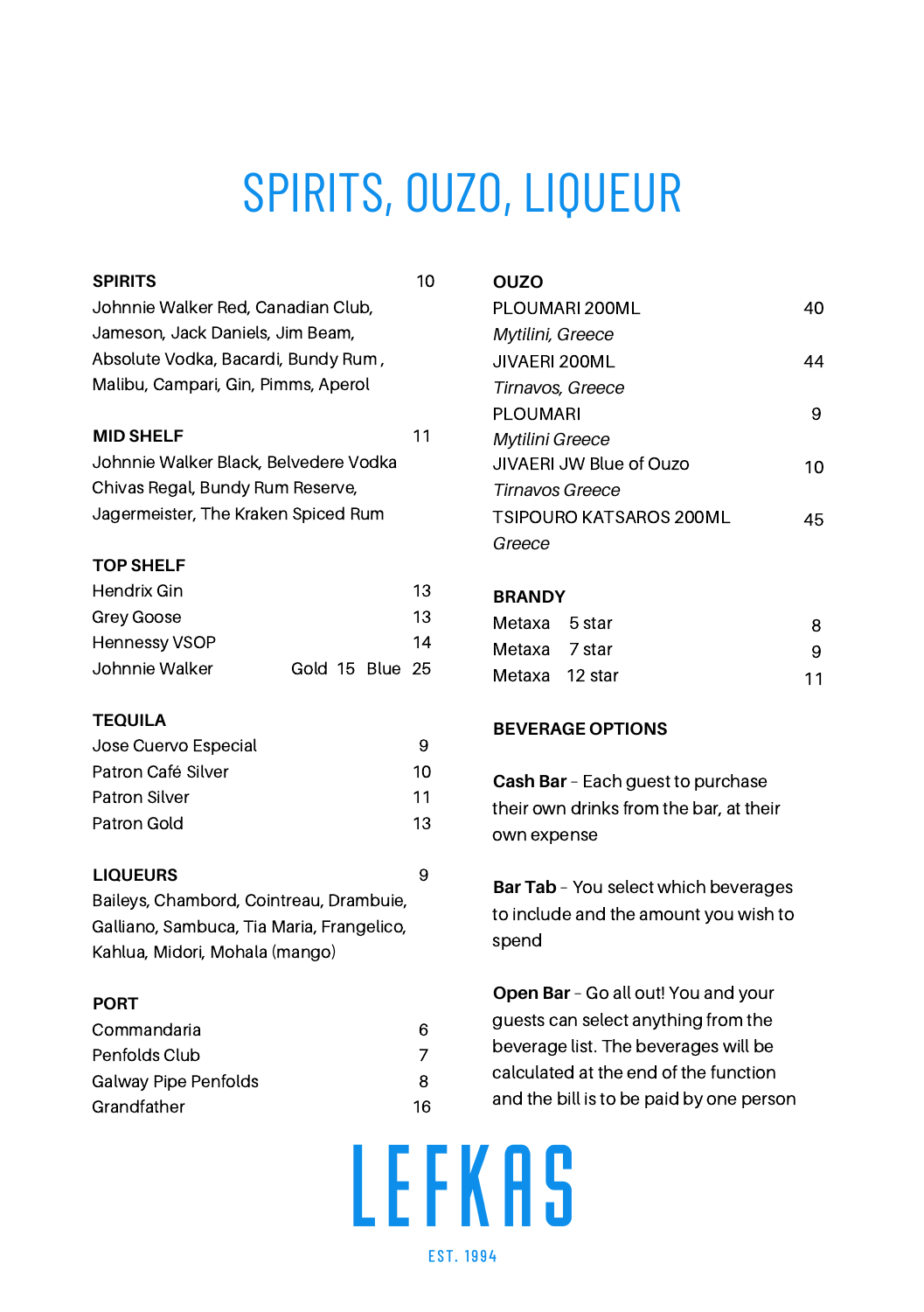# SPIRITS, OUZO, LIQUEUR

**SPIRITS** 10

Johnnie Walker Red, Canadian Club, Jameson, Jack Daniels, Jim Beam, Absolute Vodka, Bacardi, Bundy Rum , Malibu, Campari, Gin, Pimms, Aperol

**MID SHELF** 11

Johnnie Walker Black, Belvedere Vodka Chivas Regal, Bundy Rum Reserve, Jagermeister, The Kraken Spiced Rum

**TOP SHELF**

| | |
|---|---|
| Hendrix Gin | 13 |
| Grey Goose | 13 |
| Hennessy VSOP | 14 |
| Johnnie Walker | Gold 15 Blue 25 |

**TEQUILA**

| | |
|---|---|
| Jose Cuervo Especial | 9 |
| Patron Café Silver | 10 |
| Patron Silver | 11 |
| Patron Gold | 13 |

**LIQUEURS** 9

Baileys, Chambord, Cointreau, Drambuie, Galliano, Sambuca, Tia Maria, Frangelico, Kahlua, Midori, Mohala (mango)

**PORT**

| | |
|---|---|
| Commandaria | 6 |
| Penfolds Club | 7 |
| Galway Pipe Penfolds | 8 |
| Grandfather | 16 |

**OUZO**

| | |
|---|---|
| PLOUMARI 200ML<br>*Mytilini, Greece* | 40 |
| JIVAERI 200ML<br>*Tirnavos, Greece* | 44 |
| PLOUMARI<br>*Mytilini Greece* | 9 |
| JIVAERI JW Blue of Ouzo<br>*Tirnavos Greece* | 10 |
| TSIPOURO KATSAROS 200ML<br>*Greece* | 45 |

**BRANDY**

| | |
|---|---|
| Metaxa 5 star | 8 |
| Metaxa 7 star | 9 |
| Metaxa 12 star | 11 |

**BEVERAGE OPTIONS**

**Cash Bar** - Each guest to purchase their own drinks from the bar, at their own expense

**Bar Tab** - You select which beverages to include and the amount you wish to spend

**Open Bar** - Go all out! You and your guests can select anything from the beverage list. The beverages will be calculated at the end of the function and the bill is to be paid by one person

LEFKAS

EST. 1994